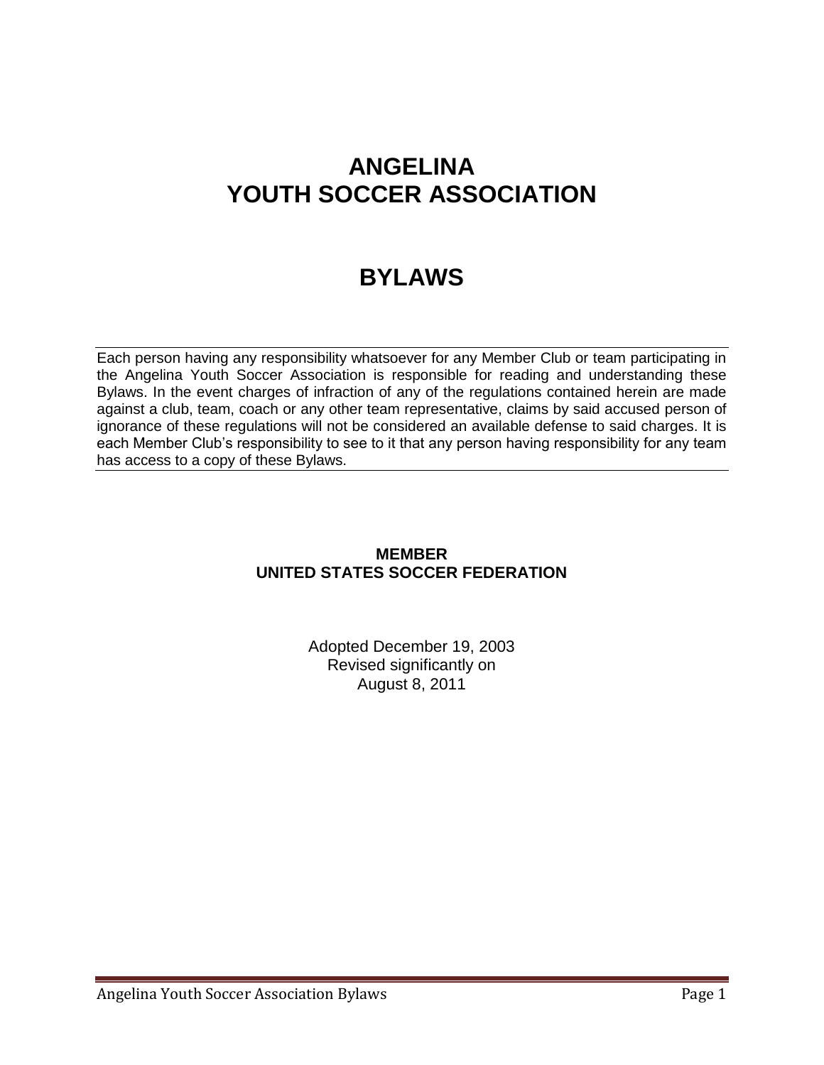# ANGELINA YOUTH SOCCER ASSOCIATION

# BYLAWS

---

Each person having any responsibility whatsoever for any Member Club or team participating in the Angelina Youth Soccer Association is responsible for reading and understanding these Bylaws. In the event charges of infraction of any of the regulations contained herein are made against a club, team, coach or any other team representative, claims by said accused person of ignorance of these regulations will not be considered an available defense to said charges. It is each Member Club's responsibility to see to it that any person having responsibility for any team has access to a copy of these Bylaws.

---

**MEMBER**
**UNITED STATES SOCCER FEDERATION**

Adopted December 19, 2003
Revised significantly on
August 8, 2011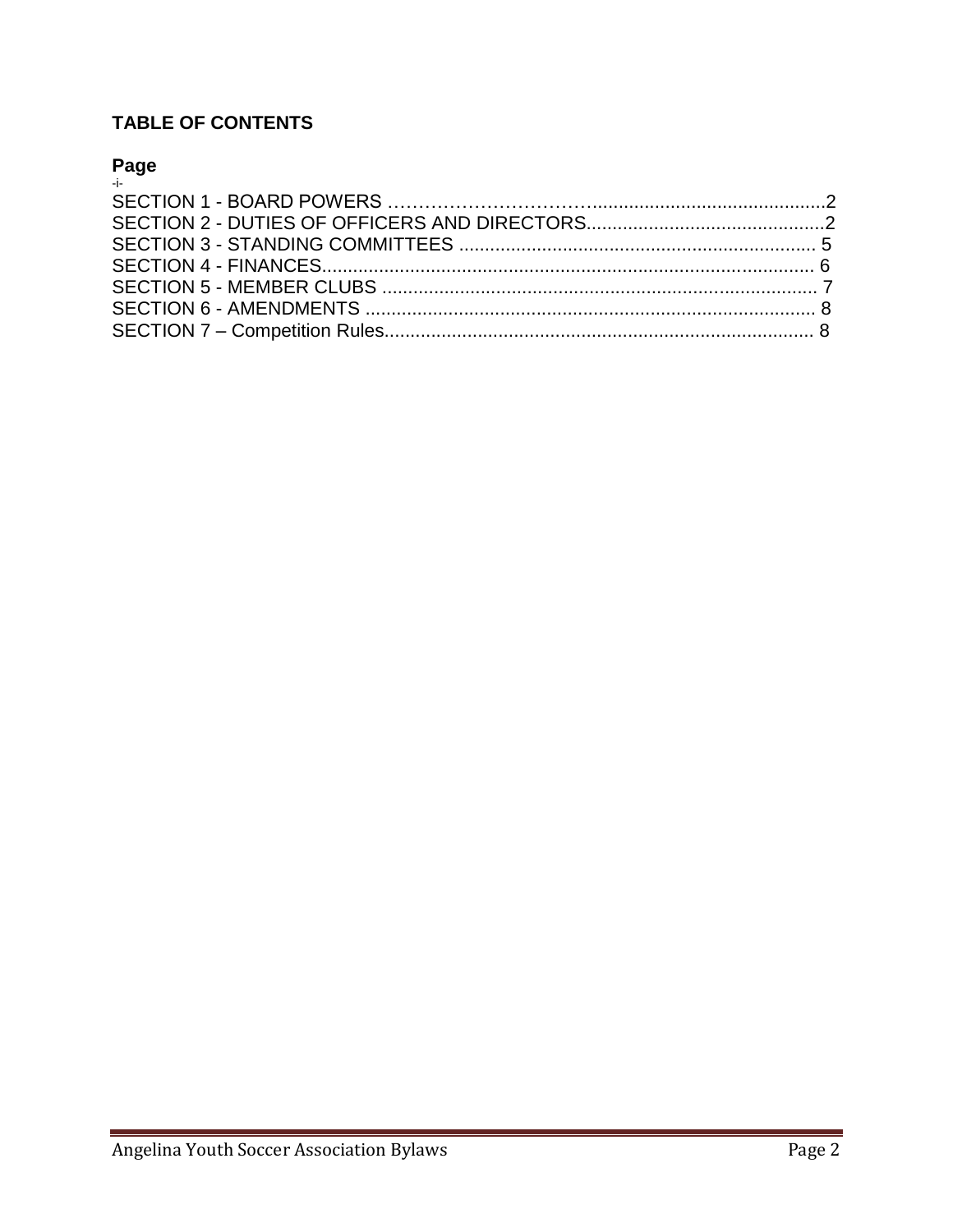**TABLE OF CONTENTS**

**Page**

-i-

SECTION 1 - BOARD POWERS ............................................................................2
SECTION 2 - DUTIES OF OFFICERS AND DIRECTORS.............................................2
SECTION 3 - STANDING COMMITTEES .................................................................... 5
SECTION 4 - FINANCES.............................................................................................. 6
SECTION 5 - MEMBER CLUBS ................................................................................... 7
SECTION 6 - AMENDMENTS ...................................................................................... 8
SECTION 7 – Competition Rules................................................................................... 8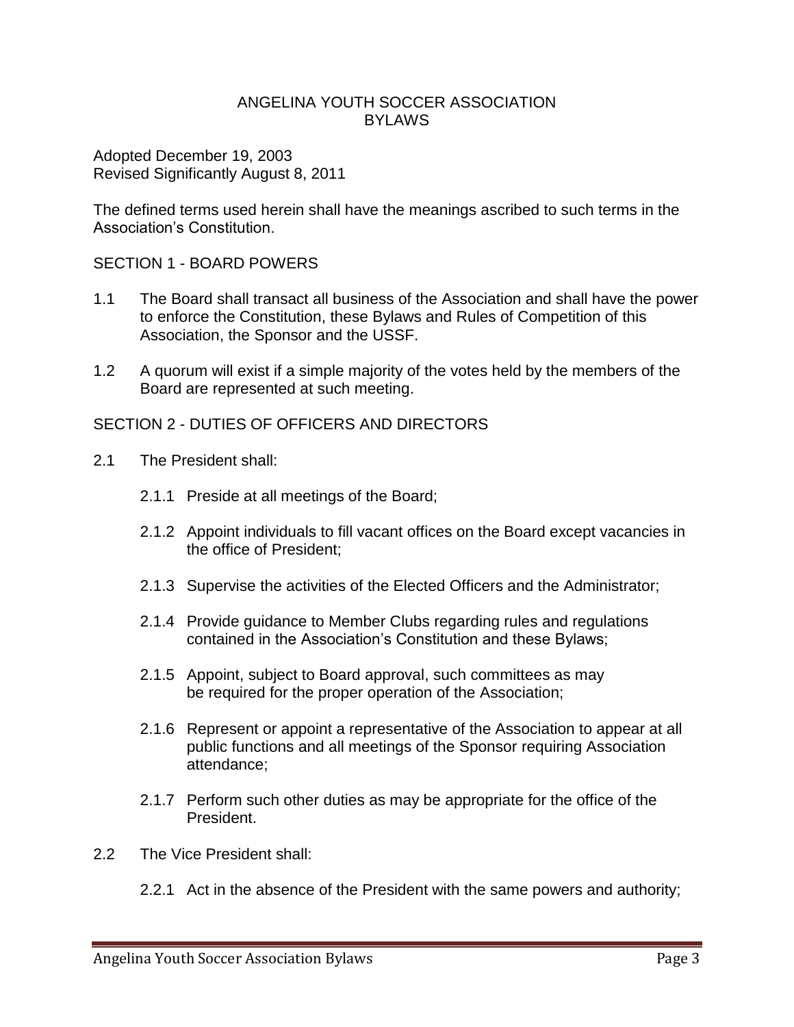# ANGELINA YOUTH SOCCER ASSOCIATION
# BYLAWS

Adopted December 19, 2003
Revised Significantly August 8, 2011

The defined terms used herein shall have the meanings ascribed to such terms in the Association's Constitution.

## SECTION 1 - BOARD POWERS

1.1 The Board shall transact all business of the Association and shall have the power to enforce the Constitution, these Bylaws and Rules of Competition of this Association, the Sponsor and the USSF.

1.2 A quorum will exist if a simple majority of the votes held by the members of the Board are represented at such meeting.

## SECTION 2 - DUTIES OF OFFICERS AND DIRECTORS

2.1 The President shall:

- 2.1.1 Preside at all meetings of the Board;
- 2.1.2 Appoint individuals to fill vacant offices on the Board except vacancies in the office of President;
- 2.1.3 Supervise the activities of the Elected Officers and the Administrator;
- 2.1.4 Provide guidance to Member Clubs regarding rules and regulations contained in the Association's Constitution and these Bylaws;
- 2.1.5 Appoint, subject to Board approval, such committees as may be required for the proper operation of the Association;
- 2.1.6 Represent or appoint a representative of the Association to appear at all public functions and all meetings of the Sponsor requiring Association attendance;
- 2.1.7 Perform such other duties as may be appropriate for the office of the President.

2.2 The Vice President shall:

- 2.2.1 Act in the absence of the President with the same powers and authority;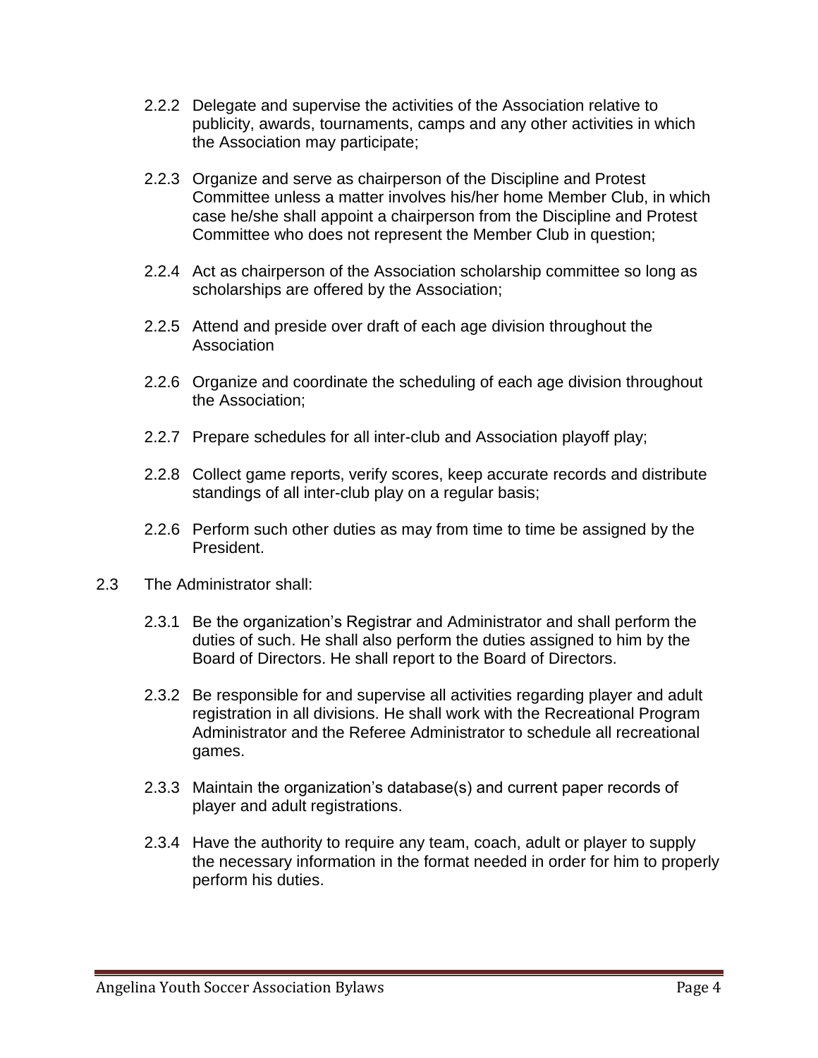2.2.2 Delegate and supervise the activities of the Association relative to publicity, awards, tournaments, camps and any other activities in which the Association may participate;

2.2.3 Organize and serve as chairperson of the Discipline and Protest Committee unless a matter involves his/her home Member Club, in which case he/she shall appoint a chairperson from the Discipline and Protest Committee who does not represent the Member Club in question;

2.2.4 Act as chairperson of the Association scholarship committee so long as scholarships are offered by the Association;

2.2.5 Attend and preside over draft of each age division throughout the Association

2.2.6 Organize and coordinate the scheduling of each age division throughout the Association;

2.2.7 Prepare schedules for all inter-club and Association playoff play;

2.2.8 Collect game reports, verify scores, keep accurate records and distribute standings of all inter-club play on a regular basis;

2.2.6 Perform such other duties as may from time to time be assigned by the President.

2.3 The Administrator shall:

2.3.1 Be the organization's Registrar and Administrator and shall perform the duties of such. He shall also perform the duties assigned to him by the Board of Directors. He shall report to the Board of Directors.

2.3.2 Be responsible for and supervise all activities regarding player and adult registration in all divisions. He shall work with the Recreational Program Administrator and the Referee Administrator to schedule all recreational games.

2.3.3 Maintain the organization's database(s) and current paper records of player and adult registrations.

2.3.4 Have the authority to require any team, coach, adult or player to supply the necessary information in the format needed in order for him to properly perform his duties.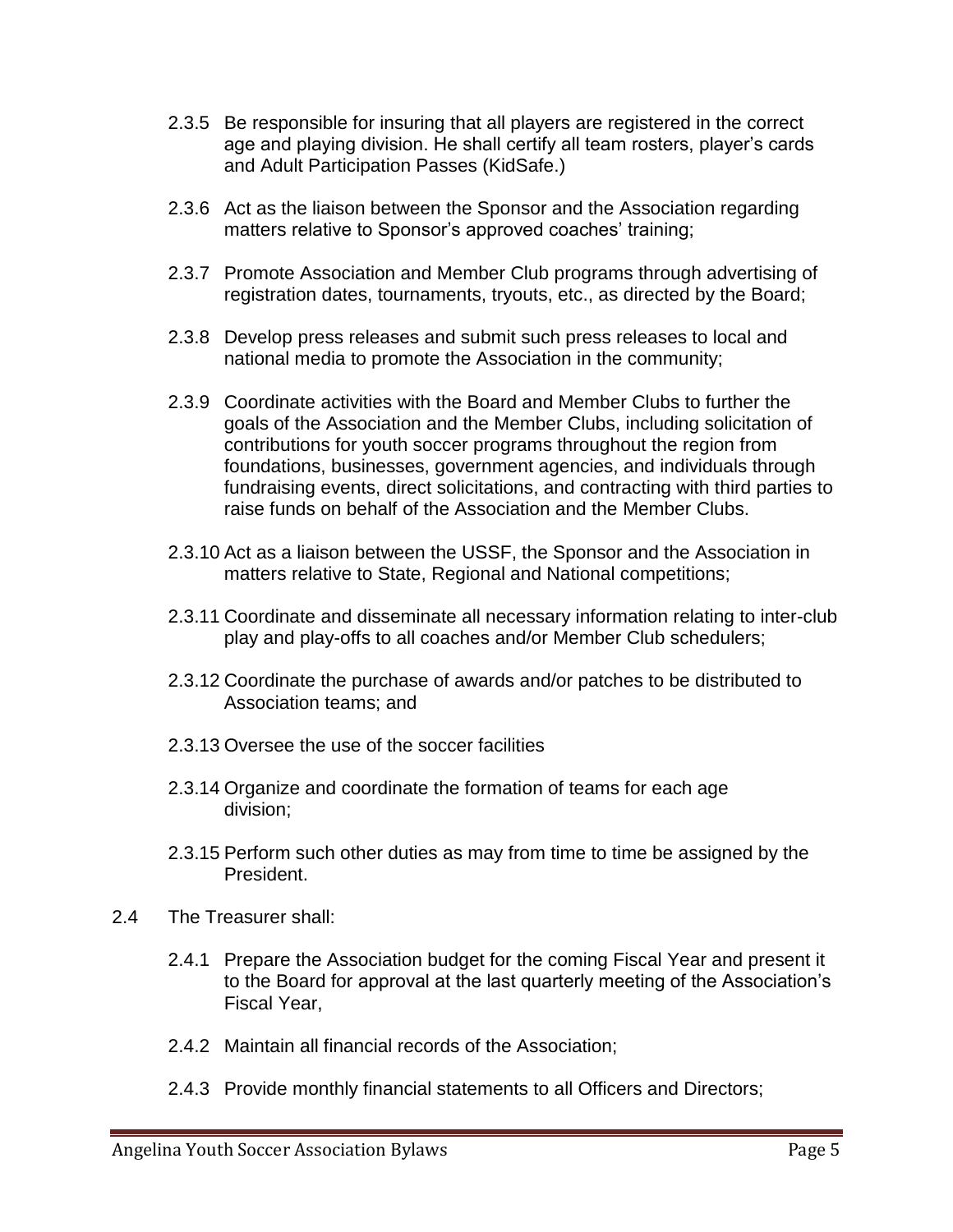2.3.5 Be responsible for insuring that all players are registered in the correct age and playing division. He shall certify all team rosters, player's cards and Adult Participation Passes (KidSafe.)

2.3.6 Act as the liaison between the Sponsor and the Association regarding matters relative to Sponsor's approved coaches' training;

2.3.7 Promote Association and Member Club programs through advertising of registration dates, tournaments, tryouts, etc., as directed by the Board;

2.3.8 Develop press releases and submit such press releases to local and national media to promote the Association in the community;

2.3.9 Coordinate activities with the Board and Member Clubs to further the goals of the Association and the Member Clubs, including solicitation of contributions for youth soccer programs throughout the region from foundations, businesses, government agencies, and individuals through fundraising events, direct solicitations, and contracting with third parties to raise funds on behalf of the Association and the Member Clubs.

2.3.10 Act as a liaison between the USSF, the Sponsor and the Association in matters relative to State, Regional and National competitions;

2.3.11 Coordinate and disseminate all necessary information relating to inter-club play and play-offs to all coaches and/or Member Club schedulers;

2.3.12 Coordinate the purchase of awards and/or patches to be distributed to Association teams; and

2.3.13 Oversee the use of the soccer facilities

2.3.14 Organize and coordinate the formation of teams for each age division;

2.3.15 Perform such other duties as may from time to time be assigned by the President.

2.4 The Treasurer shall:

2.4.1 Prepare the Association budget for the coming Fiscal Year and present it to the Board for approval at the last quarterly meeting of the Association's Fiscal Year,

2.4.2 Maintain all financial records of the Association;

2.4.3 Provide monthly financial statements to all Officers and Directors;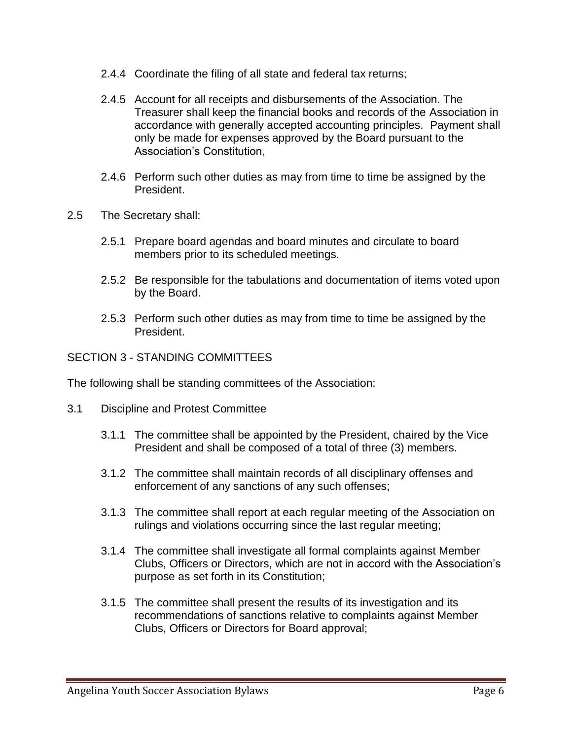2.4.4 Coordinate the filing of all state and federal tax returns;

2.4.5 Account for all receipts and disbursements of the Association. The Treasurer shall keep the financial books and records of the Association in accordance with generally accepted accounting principles. Payment shall only be made for expenses approved by the Board pursuant to the Association's Constitution,

2.4.6 Perform such other duties as may from time to time be assigned by the President.

2.5 The Secretary shall:

2.5.1 Prepare board agendas and board minutes and circulate to board members prior to its scheduled meetings.

2.5.2 Be responsible for the tabulations and documentation of items voted upon by the Board.

2.5.3 Perform such other duties as may from time to time be assigned by the President.

## SECTION 3 - STANDING COMMITTEES

The following shall be standing committees of the Association:

3.1 Discipline and Protest Committee

3.1.1 The committee shall be appointed by the President, chaired by the Vice President and shall be composed of a total of three (3) members.

3.1.2 The committee shall maintain records of all disciplinary offenses and enforcement of any sanctions of any such offenses;

3.1.3 The committee shall report at each regular meeting of the Association on rulings and violations occurring since the last regular meeting;

3.1.4 The committee shall investigate all formal complaints against Member Clubs, Officers or Directors, which are not in accord with the Association's purpose as set forth in its Constitution;

3.1.5 The committee shall present the results of its investigation and its recommendations of sanctions relative to complaints against Member Clubs, Officers or Directors for Board approval;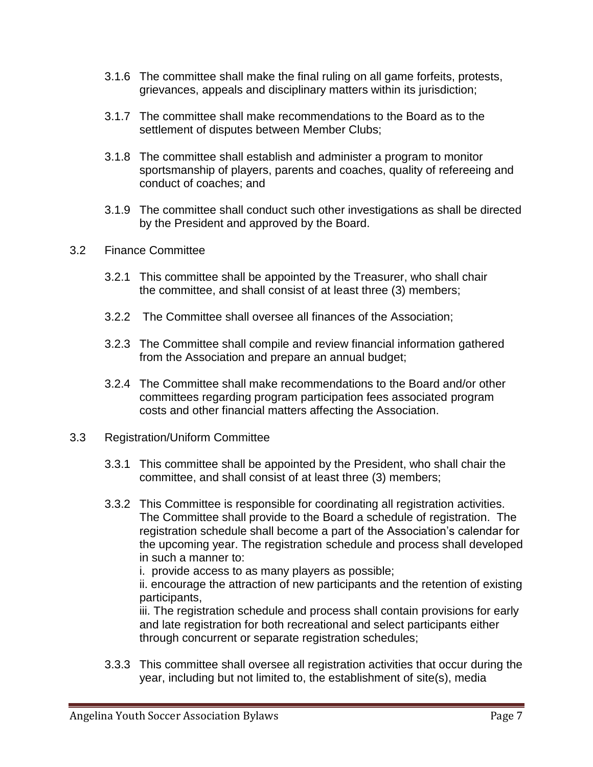3.1.6 The committee shall make the final ruling on all game forfeits, protests, grievances, appeals and disciplinary matters within its jurisdiction;

3.1.7 The committee shall make recommendations to the Board as to the settlement of disputes between Member Clubs;

3.1.8 The committee shall establish and administer a program to monitor sportsmanship of players, parents and coaches, quality of refereeing and conduct of coaches; and

3.1.9 The committee shall conduct such other investigations as shall be directed by the President and approved by the Board.

3.2 Finance Committee

3.2.1 This committee shall be appointed by the Treasurer, who shall chair the committee, and shall consist of at least three (3) members;

3.2.2 The Committee shall oversee all finances of the Association;

3.2.3 The Committee shall compile and review financial information gathered from the Association and prepare an annual budget;

3.2.4 The Committee shall make recommendations to the Board and/or other committees regarding program participation fees associated program costs and other financial matters affecting the Association.

3.3 Registration/Uniform Committee

3.3.1 This committee shall be appointed by the President, who shall chair the committee, and shall consist of at least three (3) members;

3.3.2 This Committee is responsible for coordinating all registration activities. The Committee shall provide to the Board a schedule of registration. The registration schedule shall become a part of the Association's calendar for the upcoming year. The registration schedule and process shall developed in such a manner to:

i. provide access to as many players as possible;

ii. encourage the attraction of new participants and the retention of existing participants,

iii. The registration schedule and process shall contain provisions for early and late registration for both recreational and select participants either through concurrent or separate registration schedules;

3.3.3 This committee shall oversee all registration activities that occur during the year, including but not limited to, the establishment of site(s), media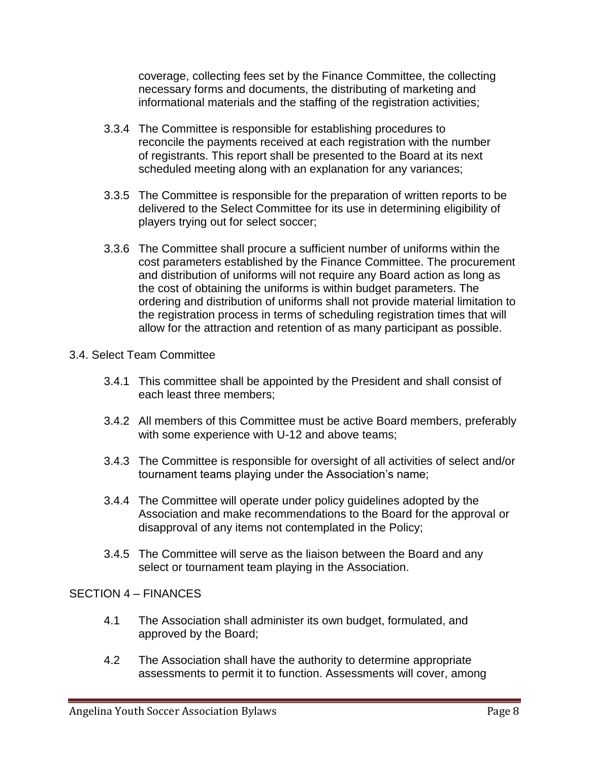coverage, collecting fees set by the Finance Committee, the collecting necessary forms and documents, the distributing of marketing and informational materials and the staffing of the registration activities;

3.3.4 The Committee is responsible for establishing procedures to reconcile the payments received at each registration with the number of registrants. This report shall be presented to the Board at its next scheduled meeting along with an explanation for any variances;

3.3.5 The Committee is responsible for the preparation of written reports to be delivered to the Select Committee for its use in determining eligibility of players trying out for select soccer;

3.3.6 The Committee shall procure a sufficient number of uniforms within the cost parameters established by the Finance Committee. The procurement and distribution of uniforms will not require any Board action as long as the cost of obtaining the uniforms is within budget parameters. The ordering and distribution of uniforms shall not provide material limitation to the registration process in terms of scheduling registration times that will allow for the attraction and retention of as many participant as possible.

3.4. Select Team Committee

3.4.1 This committee shall be appointed by the President and shall consist of each least three members;

3.4.2 All members of this Committee must be active Board members, preferably with some experience with U-12 and above teams;

3.4.3 The Committee is responsible for oversight of all activities of select and/or tournament teams playing under the Association's name;

3.4.4 The Committee will operate under policy guidelines adopted by the Association and make recommendations to the Board for the approval or disapproval of any items not contemplated in the Policy;

3.4.5 The Committee will serve as the liaison between the Board and any select or tournament team playing in the Association.

## SECTION 4 – FINANCES

4.1 The Association shall administer its own budget, formulated, and approved by the Board;

4.2 The Association shall have the authority to determine appropriate assessments to permit it to function. Assessments will cover, among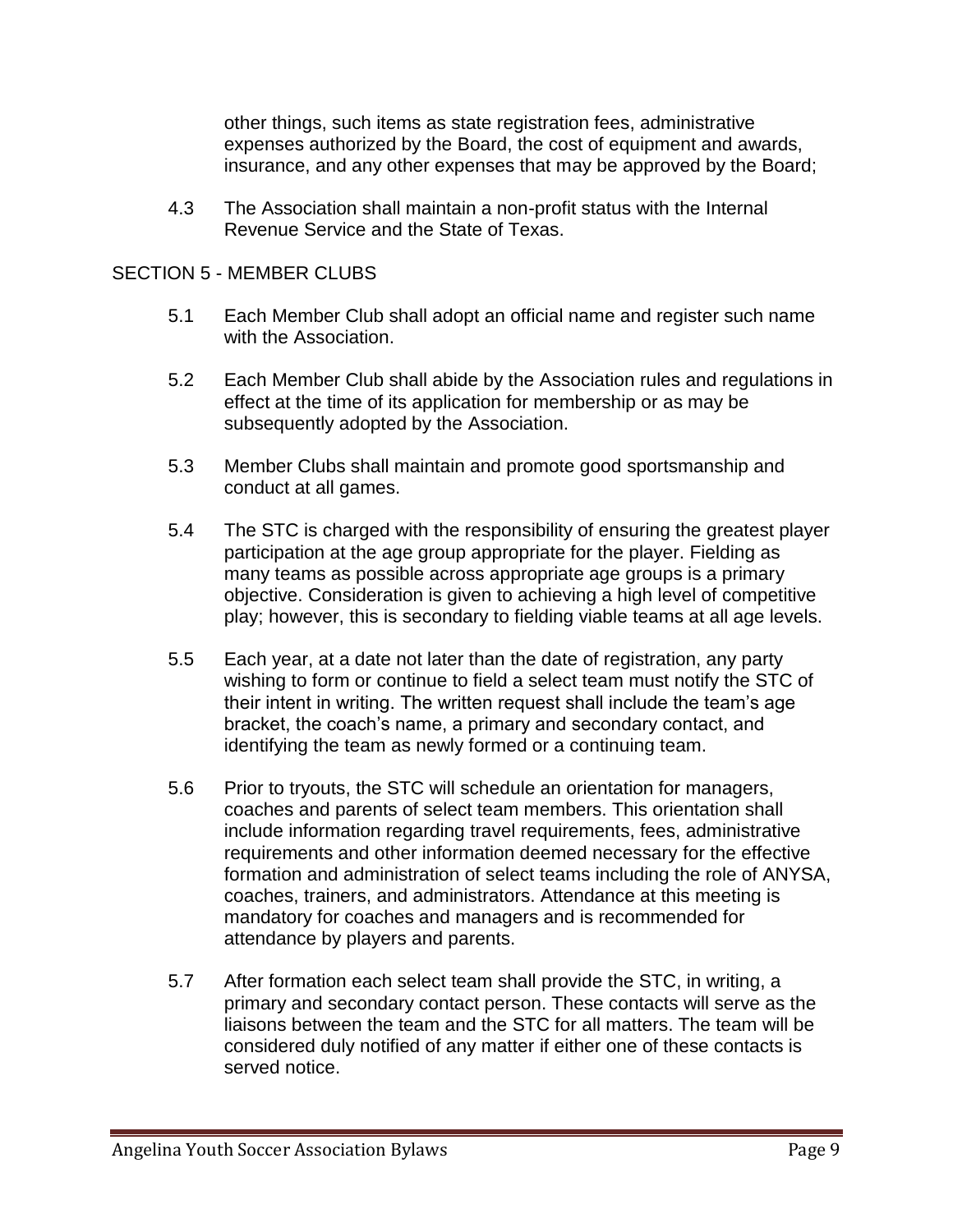other things, such items as state registration fees, administrative expenses authorized by the Board, the cost of equipment and awards, insurance, and any other expenses that may be approved by the Board;

4.3 The Association shall maintain a non-profit status with the Internal Revenue Service and the State of Texas.

## SECTION 5 - MEMBER CLUBS

5.1 Each Member Club shall adopt an official name and register such name with the Association.

5.2 Each Member Club shall abide by the Association rules and regulations in effect at the time of its application for membership or as may be subsequently adopted by the Association.

5.3 Member Clubs shall maintain and promote good sportsmanship and conduct at all games.

5.4 The STC is charged with the responsibility of ensuring the greatest player participation at the age group appropriate for the player. Fielding as many teams as possible across appropriate age groups is a primary objective. Consideration is given to achieving a high level of competitive play; however, this is secondary to fielding viable teams at all age levels.

5.5 Each year, at a date not later than the date of registration, any party wishing to form or continue to field a select team must notify the STC of their intent in writing. The written request shall include the team's age bracket, the coach's name, a primary and secondary contact, and identifying the team as newly formed or a continuing team.

5.6 Prior to tryouts, the STC will schedule an orientation for managers, coaches and parents of select team members. This orientation shall include information regarding travel requirements, fees, administrative requirements and other information deemed necessary for the effective formation and administration of select teams including the role of ANYSA, coaches, trainers, and administrators. Attendance at this meeting is mandatory for coaches and managers and is recommended for attendance by players and parents.

5.7 After formation each select team shall provide the STC, in writing, a primary and secondary contact person. These contacts will serve as the liaisons between the team and the STC for all matters. The team will be considered duly notified of any matter if either one of these contacts is served notice.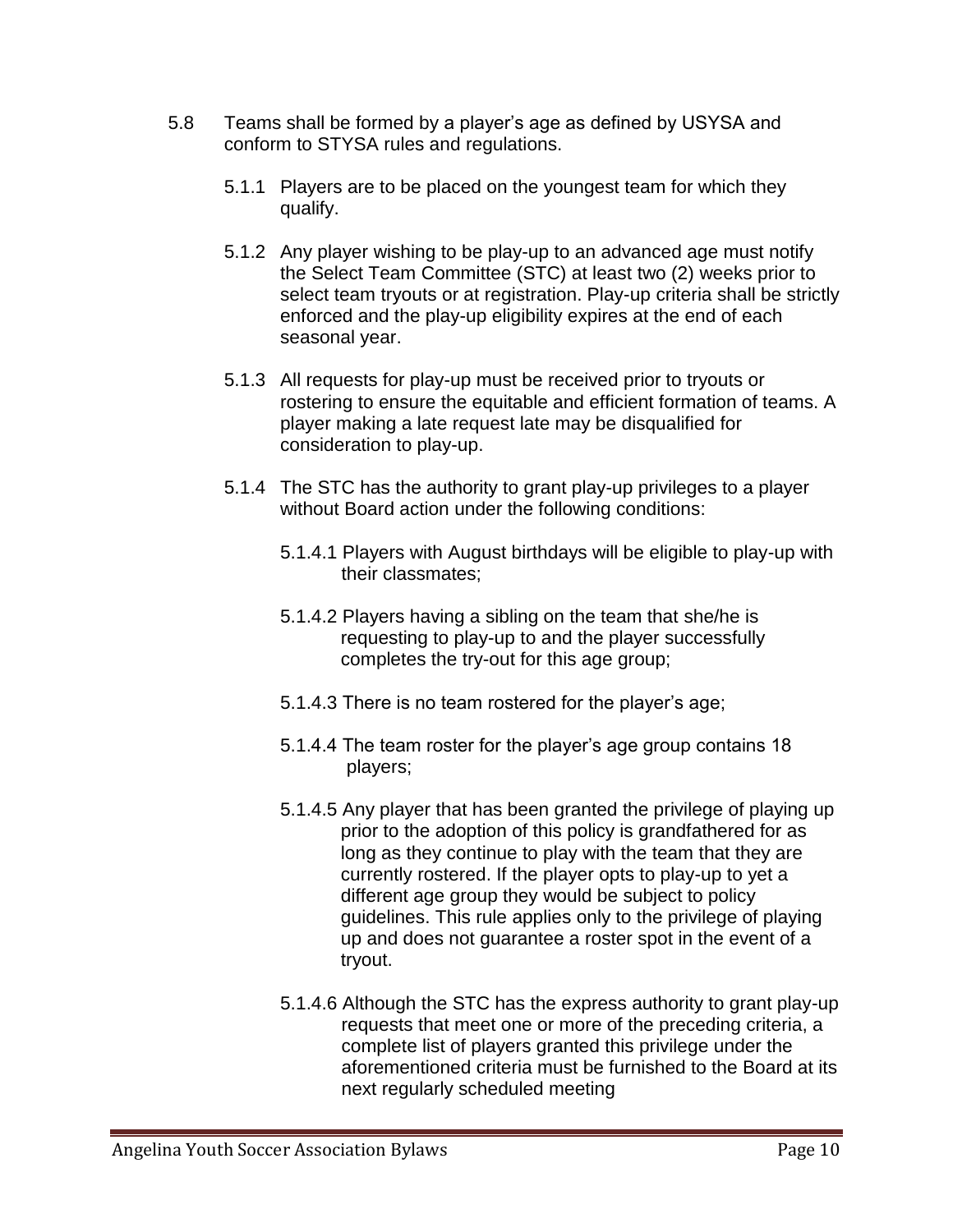5.8 Teams shall be formed by a player's age as defined by USYSA and conform to STYSA rules and regulations.

5.1.1 Players are to be placed on the youngest team for which they qualify.

5.1.2 Any player wishing to be play-up to an advanced age must notify the Select Team Committee (STC) at least two (2) weeks prior to select team tryouts or at registration. Play-up criteria shall be strictly enforced and the play-up eligibility expires at the end of each seasonal year.

5.1.3 All requests for play-up must be received prior to tryouts or rostering to ensure the equitable and efficient formation of teams. A player making a late request late may be disqualified for consideration to play-up.

5.1.4 The STC has the authority to grant play-up privileges to a player without Board action under the following conditions:

5.1.4.1 Players with August birthdays will be eligible to play-up with their classmates;

5.1.4.2 Players having a sibling on the team that she/he is requesting to play-up to and the player successfully completes the try-out for this age group;

5.1.4.3 There is no team rostered for the player's age;

5.1.4.4 The team roster for the player's age group contains 18 players;

5.1.4.5 Any player that has been granted the privilege of playing up prior to the adoption of this policy is grandfathered for as long as they continue to play with the team that they are currently rostered. If the player opts to play-up to yet a different age group they would be subject to policy guidelines. This rule applies only to the privilege of playing up and does not guarantee a roster spot in the event of a tryout.

5.1.4.6 Although the STC has the express authority to grant play-up requests that meet one or more of the preceding criteria, a complete list of players granted this privilege under the aforementioned criteria must be furnished to the Board at its next regularly scheduled meeting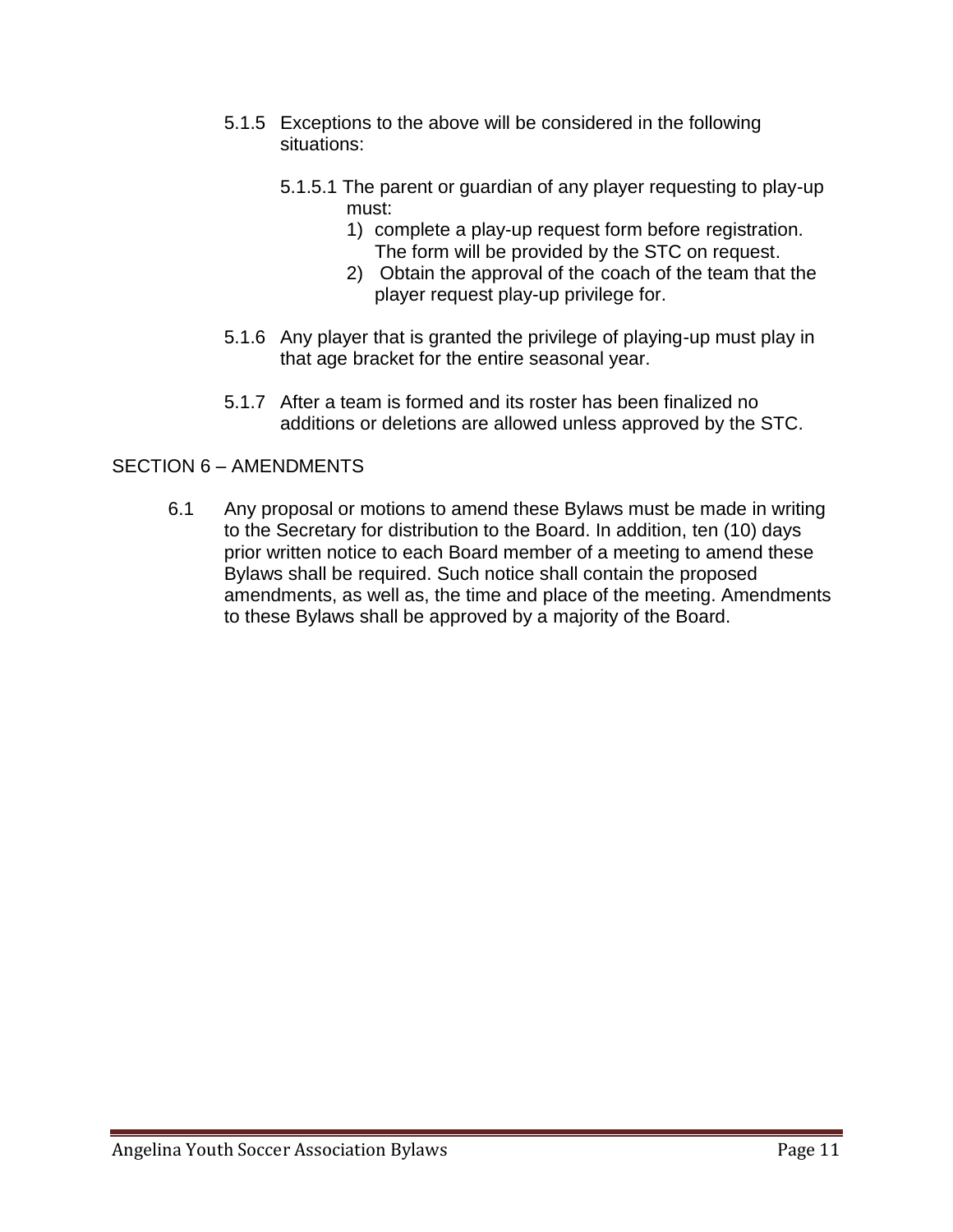5.1.5 Exceptions to the above will be considered in the following situations:

5.1.5.1 The parent or guardian of any player requesting to play-up must:

1) complete a play-up request form before registration. The form will be provided by the STC on request.
2) Obtain the approval of the coach of the team that the player request play-up privilege for.

5.1.6 Any player that is granted the privilege of playing-up must play in that age bracket for the entire seasonal year.

5.1.7 After a team is formed and its roster has been finalized no additions or deletions are allowed unless approved by the STC.

## SECTION 6 – AMENDMENTS

6.1 Any proposal or motions to amend these Bylaws must be made in writing to the Secretary for distribution to the Board. In addition, ten (10) days prior written notice to each Board member of a meeting to amend these Bylaws shall be required. Such notice shall contain the proposed amendments, as well as, the time and place of the meeting. Amendments to these Bylaws shall be approved by a majority of the Board.